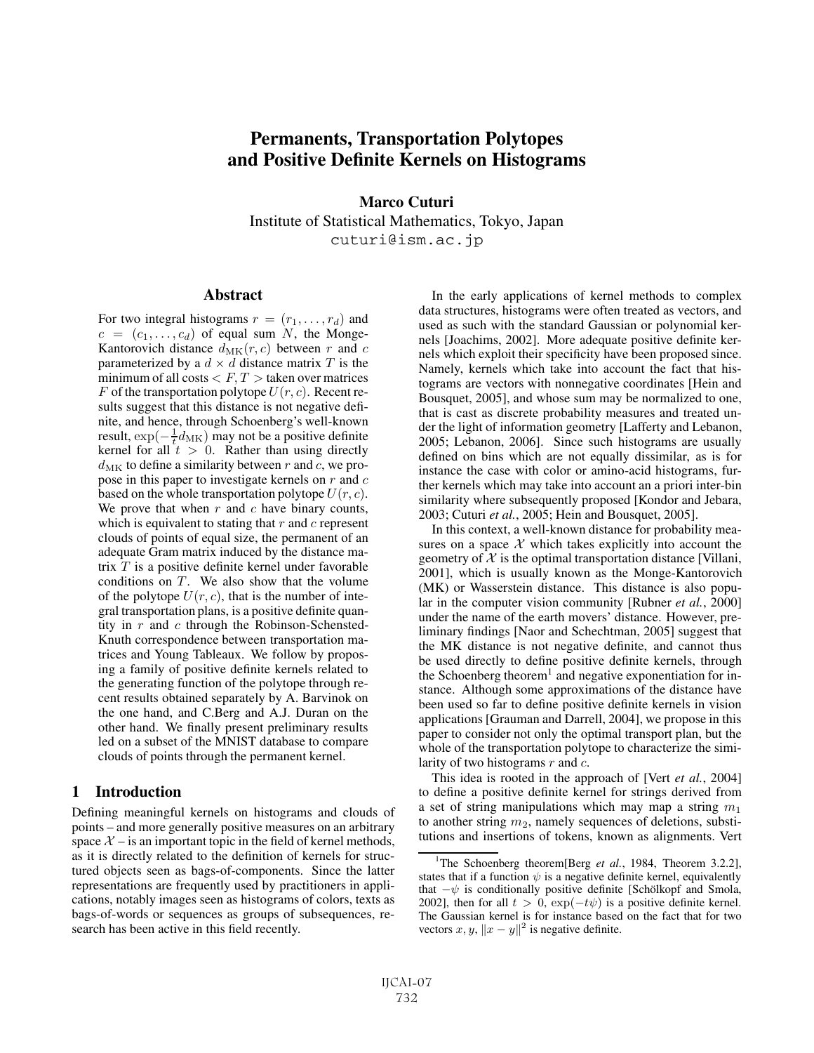# Permanents, Transportation Polytopes and Positive Definite Kernels on Histograms

**Marco Cuturi**

Institute of Statistical Mathematics, Tokyo, Japan

cuturi@ism.ac.jp

## Abstract

For two integral histograms $r = (r_1, \ldots, r_d)$ and $c = (c_1, \ldots, c_d)$ of equal sum $N$, the Monge-Kantorovich distance $d_{\mathrm{MK}}(r, c)$ between $r$ and $c$ parameterized by a $d \times d$ distance matrix $T$ is the minimum of all costs $< F, T >$ taken over matrices $F$ of the transportation polytope $U(r, c)$. Recent results suggest that this distance is not negative definite, and hence, through Schoenberg's well-known result, $\exp(-\frac{1}{t} d_{\mathrm{MK}})$ may not be a positive definite kernel for all $t > 0$. Rather than using directly $d_{\mathrm{MK}}$ to define a similarity between $r$ and $c$, we propose in this paper to investigate kernels on $r$ and $c$ based on the whole transportation polytope $U(r, c)$. We prove that when $r$ and $c$ have binary counts, which is equivalent to stating that $r$ and $c$ represent clouds of points of equal size, the permanent of an adequate Gram matrix induced by the distance matrix $T$ is a positive definite kernel under favorable conditions on $T$. We also show that the volume of the polytope $U(r, c)$, that is the number of integral transportation plans, is a positive definite quantity in $r$ and $c$ through the Robinson-Schensted-Knuth correspondence between transportation matrices and Young Tableaux. We follow by proposing a family of positive definite kernels related to the generating function of the polytope through recent results obtained separately by A. Barvinok on the one hand, and C.Berg and A.J. Duran on the other hand. We finally present preliminary results led on a subset of the MNIST database to compare clouds of points through the permanent kernel.

## 1 Introduction

Defining meaningful kernels on histograms and clouds of points – and more generally positive measures on an arbitrary space $\mathcal{X}$ – is an important topic in the field of kernel methods, as it is directly related to the definition of kernels for structured objects seen as bags-of-components. Since the latter representations are frequently used by practitioners in applications, notably images seen as histograms of colors, texts as bags-of-words or sequences as groups of subsequences, research has been active in this field recently.

In the early applications of kernel methods to complex data structures, histograms were often treated as vectors, and used as such with the standard Gaussian or polynomial kernels [Joachims, 2002]. More adequate positive definite kernels which exploit their specificity have been proposed since. Namely, kernels which take into account the fact that histograms are vectors with nonnegative coordinates [Hein and Bousquet, 2005], and whose sum may be normalized to one, that is cast as discrete probability measures and treated under the light of information geometry [Lafferty and Lebanon, 2005; Lebanon, 2006]. Since such histograms are usually defined on bins which are not equally dissimilar, as is for instance the case with color or amino-acid histograms, further kernels which may take into account an a priori inter-bin similarity where subsequently proposed [Kondor and Jebara, 2003; Cuturi *et al.*, 2005; Hein and Bousquet, 2005].

In this context, a well-known distance for probability measures on a space $\mathcal{X}$ which takes explicitly into account the geometry of $\mathcal{X}$ is the optimal transportation distance [Villani, 2001], which is usually known as the Monge-Kantorovich (MK) or Wasserstein distance. This distance is also popular in the computer vision community [Rubner *et al.*, 2000] under the name of the earth movers' distance. However, preliminary findings [Naor and Schechtman, 2005] suggest that the MK distance is not negative definite, and cannot thus be used directly to define positive definite kernels, through the Schoenberg theorem[1] and negative exponentiation for instance. Although some approximations of the distance have been used so far to define positive definite kernels in vision applications [Grauman and Darrell, 2004], we propose in this paper to consider not only the optimal transport plan, but the whole of the transportation polytope to characterize the similarity of two histograms $r$ and $c$.

This idea is rooted in the approach of [Vert *et al.*, 2004] to define a positive definite kernel for strings derived from a set of string manipulations which may map a string $m_1$ to another string $m_2$, namely sequences of deletions, substitutions and insertions of tokens, known as alignments. Vert

[1] The Schoenberg theorem[Berg *et al.*, 1984, Theorem 3.2.2], states that if a function $\psi$ is a negative definite kernel, equivalently that $-\psi$ is conditionally positive definite [Schölkopf and Smola, 2002], then for all $t > 0$, $\exp(-t\psi)$ is a positive definite kernel. The Gaussian kernel is for instance based on the fact that for two vectors $x, y$, $\|x - y\|^2$ is negative definite.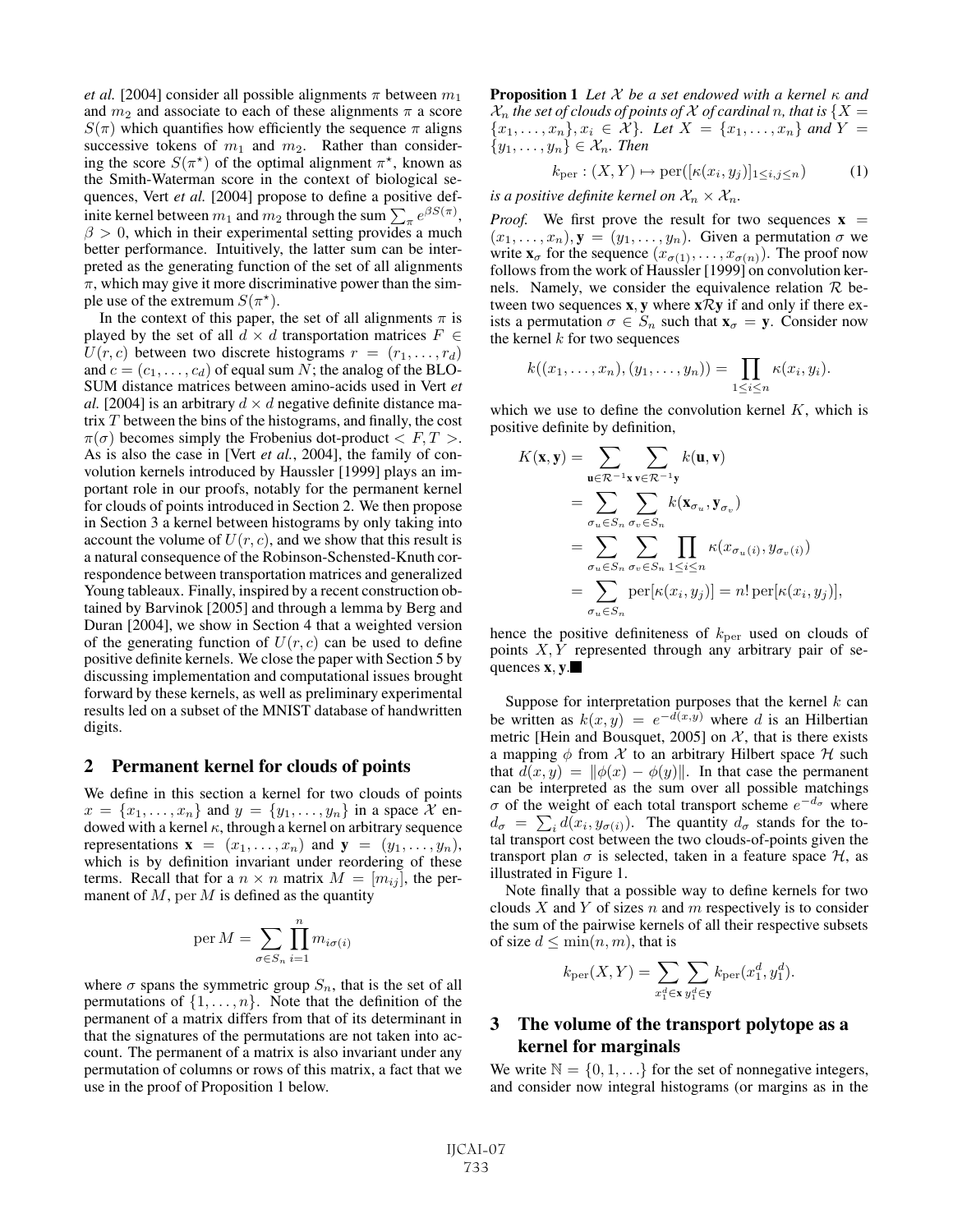*et al.* [2004] consider all possible alignments $\pi$ between $m_1$ and $m_2$ and associate to each of these alignments $\pi$ a score $S(\pi)$ which quantifies how efficiently the sequence $\pi$ aligns successive tokens of $m_1$ and $m_2$. Rather than considering the score $S(\pi^\star)$ of the optimal alignment $\pi^\star$, known as the Smith-Waterman score in the context of biological sequences, Vert *et al.* [2004] propose to define a positive definite kernel between $m_1$ and $m_2$ through the sum $\sum_\pi e^{\beta S(\pi)}$, $\beta > 0$, which in their experimental setting provides a much better performance. Intuitively, the latter sum can be interpreted as the generating function of the set of all alignments $\pi$, which may give it more discriminative power than the simple use of the extremum $S(\pi^\star)$.

In the context of this paper, the set of all alignments $\pi$ is played by the set of all $d \times d$ transportation matrices $F \in U(r, c)$ between two discrete histograms $r = (r_1, \ldots, r_d)$ and $c = (c_1, \ldots, c_d)$ of equal sum $N$; the analog of the BLOSUM distance matrices between amino-acids used in Vert *et al.* [2004] is an arbitrary $d \times d$ negative definite distance matrix $T$ between the bins of the histograms, and finally, the cost $\pi(\sigma)$ becomes simply the Frobenius dot-product $< F, T >$. As is also the case in [Vert *et al.*, 2004], the family of convolution kernels introduced by Haussler [1999] plays an important role in our proofs, notably for the permanent kernel for clouds of points introduced in Section 2. We then propose in Section 3 a kernel between histograms by only taking into account the volume of $U(r, c)$, and we show that this result is a natural consequence of the Robinson-Schensted-Knuth correspondence between transportation matrices and generalized Young tableaux. Finally, inspired by a recent construction obtained by Barvinok [2005] and through a lemma by Berg and Duran [2004], we show in Section 4 that a weighted version of the generating function of $U(r, c)$ can be used to define positive definite kernels. We close the paper with Section 5 by discussing implementation and computational issues brought forward by these kernels, as well as preliminary experimental results led on a subset of the MNIST database of handwritten digits.

## 2 Permanent kernel for clouds of points

We define in this section a kernel for two clouds of points $x = \{x_1, \ldots, x_n\}$ and $y = \{y_1, \ldots, y_n\}$ in a space $\mathcal{X}$ endowed with a kernel $\kappa$, through a kernel on arbitrary sequence representations $\mathbf{x} = (x_1, \ldots, x_n)$ and $\mathbf{y} = (y_1, \ldots, y_n)$, which is by definition invariant under reordering of these terms. Recall that for a $n \times n$ matrix $M = [m_{ij}]$, the permanent of $M$, $\operatorname{per} M$ is defined as the quantity

$$\operatorname{per} M = \sum_{\sigma \in S_n} \prod_{i=1}^{n} m_{i\sigma(i)}$$

where $\sigma$ spans the symmetric group $S_n$, that is the set of all permutations of $\{1, \ldots, n\}$. Note that the definition of the permanent of a matrix differs from that of its determinant in that the signatures of the permutations are not taken into account. The permanent of a matrix is also invariant under any permutation of columns or rows of this matrix, a fact that we use in the proof of Proposition 1 below.

**Proposition 1** *Let $\mathcal{X}$ be a set endowed with a kernel $\kappa$ and $\mathcal{X}_n$ the set of clouds of points of $\mathcal{X}$ of cardinal $n$, that is $\{X = \{x_1, \ldots, x_n\}, x_i \in \mathcal{X}\}$. Let $X = \{x_1, \ldots, x_n\}$ and $Y = \{y_1, \ldots, y_n\} \in \mathcal{X}_n$. Then*

$$k_{\text{per}} : (X, Y) \mapsto \operatorname{per}([\kappa(x_i, y_j)]_{1 \leq i,j \leq n}) \tag{1}$$

*is a positive definite kernel on $\mathcal{X}_n \times \mathcal{X}_n$.*

*Proof.* We first prove the result for two sequences $\mathbf{x} = (x_1, \ldots, x_n), \mathbf{y} = (y_1, \ldots, y_n)$. Given a permutation $\sigma$ we write $\mathbf{x}_\sigma$ for the sequence $(x_{\sigma(1)}, \ldots, x_{\sigma(n)})$. The proof now follows from the work of Haussler [1999] on convolution kernels. Namely, we consider the equivalence relation $\mathcal{R}$ between two sequences $\mathbf{x}, \mathbf{y}$ where $\mathbf{x}\mathcal{R}\mathbf{y}$ if and only if there exists a permutation $\sigma \in S_n$ such that $\mathbf{x}_\sigma = \mathbf{y}$. Consider now the kernel $k$ for two sequences

$$k((x_1, \ldots, x_n), (y_1, \ldots, y_n)) = \prod_{1 \leq i \leq n} \kappa(x_i, y_i).$$

which we use to define the convolution kernel $K$, which is positive definite by definition,

$$\begin{aligned}
K(\mathbf{x}, \mathbf{y}) &= \sum_{\mathbf{u} \in \mathcal{R}^{-1}\mathbf{x}} \sum_{\mathbf{v} \in \mathcal{R}^{-1}\mathbf{y}} k(\mathbf{u}, \mathbf{v}) \\
&= \sum_{\sigma_u \in S_n} \sum_{\sigma_v \in S_n} k(\mathbf{x}_{\sigma_u}, \mathbf{y}_{\sigma_v}) \\
&= \sum_{\sigma_u \in S_n} \sum_{\sigma_v \in S_n} \prod_{1 \leq i \leq n} \kappa(x_{\sigma_u(i)}, y_{\sigma_v(i)}) \\
&= \sum_{\sigma_u \in S_n} \operatorname{per}[\kappa(x_i, y_j)] = n! \operatorname{per}[\kappa(x_i, y_j)],
\end{aligned}$$

hence the positive definiteness of $k_{\text{per}}$ used on clouds of points $X, Y$ represented through any arbitrary pair of sequences $\mathbf{x}, \mathbf{y}$.■

Suppose for interpretation purposes that the kernel $k$ can be written as $k(x, y) = e^{-d(x,y)}$ where $d$ is an Hilbertian metric [Hein and Bousquet, 2005] on $\mathcal{X}$, that is there exists a mapping $\phi$ from $\mathcal{X}$ to an arbitrary Hilbert space $\mathcal{H}$ such that $d(x, y) = \|\phi(x) - \phi(y)\|$. In that case the permanent can be interpreted as the sum over all possible matchings $\sigma$ of the weight of each total transport scheme $e^{-d_\sigma}$ where $d_\sigma = \sum_i d(x_i, y_{\sigma(i)})$. The quantity $d_\sigma$ stands for the total transport cost between the two clouds-of-points given the transport plan $\sigma$ is selected, taken in a feature space $\mathcal{H}$, as illustrated in Figure 1.

Note finally that a possible way to define kernels for two clouds $X$ and $Y$ of sizes $n$ and $m$ respectively is to consider the sum of the pairwise kernels of all their respective subsets of size $d \leq \min(n, m)$, that is

$$k_{\text{per}}(X, Y) = \sum_{x_1^d \in \mathbf{x}} \sum_{y_1^d \in \mathbf{y}} k_{\text{per}}(x_1^d, y_1^d).$$

## 3 The volume of the transport polytope as a kernel for marginals

We write $\mathbb{N} = \{0, 1, \ldots\}$ for the set of nonnegative integers, and consider now integral histograms (or margins as in the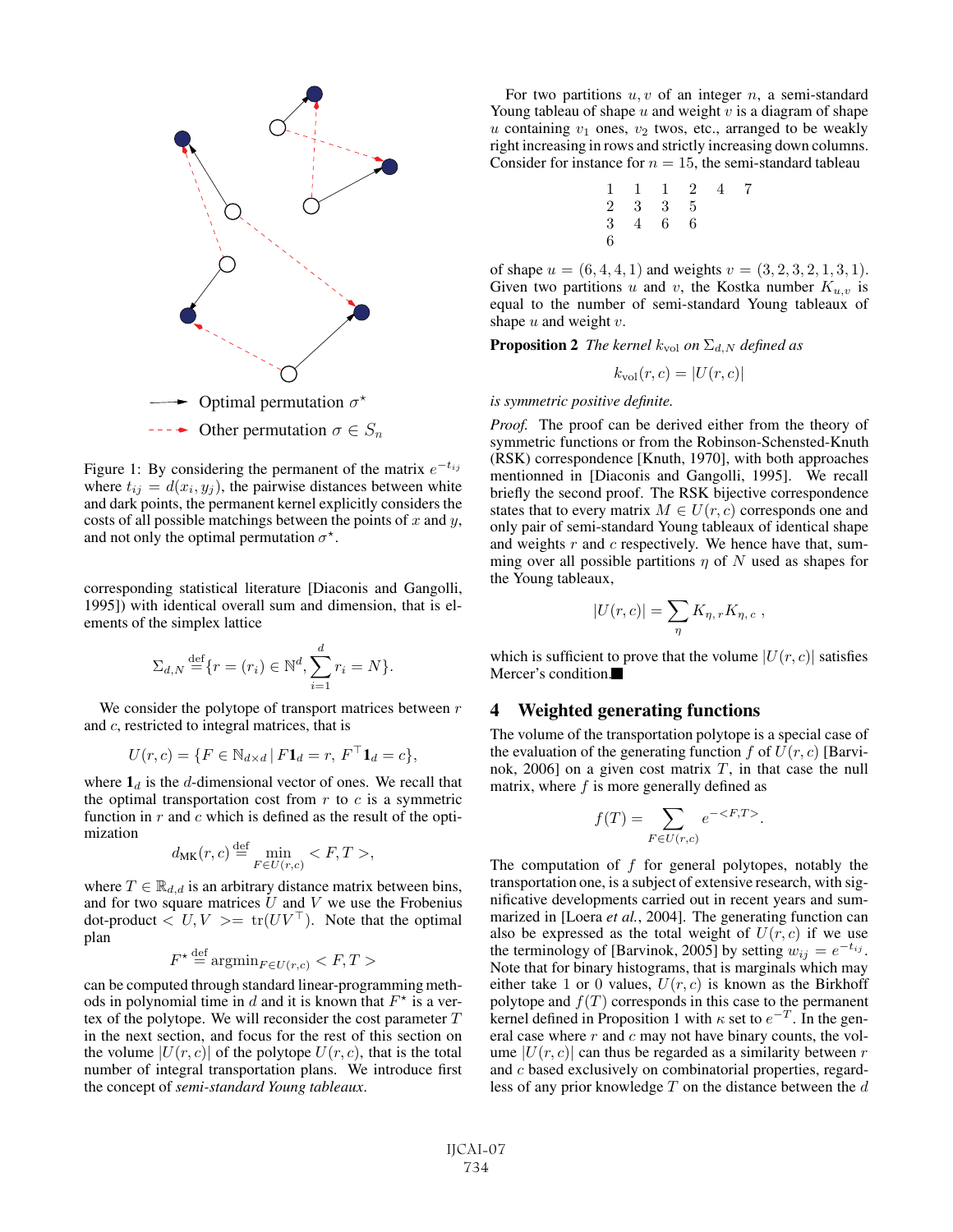Optimal permutation $\sigma^\star$

Other permutation $\sigma \in S_n$

Figure 1: By considering the permanent of the matrix $e^{-t_{ij}}$ where $t_{ij} = d(x_i, y_j)$, the pairwise distances between white and dark points, the permanent kernel explicitly considers the costs of all possible matchings between the points of $x$ and $y$, and not only the optimal permutation $\sigma^\star$.

corresponding statistical literature [Diaconis and Gangolli, 1995]) with identical overall sum and dimension, that is elements of the simplex lattice

$$\Sigma_{d,N} \stackrel{\text{def}}{=} \{r = (r_i) \in \mathbb{N}^d, \sum_{i=1}^{d} r_i = N\}.$$

We consider the polytope of transport matrices between $r$ and $c$, restricted to integral matrices, that is

$$U(r, c) = \{F \in \mathbb{N}_{d\times d} \,|\, F\mathbf{1}_d = r,\ F^\top \mathbf{1}_d = c\},$$

where $\mathbf{1}_d$ is the $d$-dimensional vector of ones. We recall that the optimal transportation cost from $r$ to $c$ is a symmetric function in $r$ and $c$ which is defined as the result of the optimization

$$d_{\text{MK}}(r, c) \stackrel{\text{def}}{=} \min_{F \in U(r,c)} < F, T >,$$

where $T \in \mathbb{R}_{d,d}$ is an arbitrary distance matrix between bins, and for two square matrices $U$ and $V$ we use the Frobenius dot-product $< U, V >= \text{tr}(UV^\top)$. Note that the optimal plan

$$F^\star \stackrel{\text{def}}{=} \text{argmin}_{F \in U(r,c)} < F, T >$$

can be computed through standard linear-programming methods in polynomial time in $d$ and it is known that $F^\star$ is a vertex of the polytope. We will reconsider the cost parameter $T$ in the next section, and focus for the rest of this section on the volume $|U(r, c)|$ of the polytope $U(r, c)$, that is the total number of integral transportation plans. We introduce first the concept of *semi-standard Young tableaux*.

For two partitions $u, v$ of an integer $n$, a semi-standard Young tableau of shape $u$ and weight $v$ is a diagram of shape $u$ containing $v_1$ ones, $v_2$ twos, etc., arranged to be weakly right increasing in rows and strictly increasing down columns. Consider for instance for $n = 15$, the semi-standard tableau

```
1 1 1 2 4 7
2 3 3 5
3 4 6 6
6
```

of shape $u = (6, 4, 4, 1)$ and weights $v = (3, 2, 3, 2, 1, 3, 1)$. Given two partitions $u$ and $v$, the Kostka number $K_{u,v}$ is equal to the number of semi-standard Young tableaux of shape $u$ and weight $v$.

**Proposition 2** *The kernel $k_{\text{vol}}$ on $\Sigma_{d,N}$ defined as*

$$k_{\text{vol}}(r, c) = |U(r, c)|$$

*is symmetric positive definite.*

*Proof.* The proof can be derived either from the theory of symmetric functions or from the Robinson-Schensted-Knuth (RSK) correspondence [Knuth, 1970], with both approaches mentionned in [Diaconis and Gangolli, 1995]. We recall briefly the second proof. The RSK bijective correspondence states that to every matrix $M \in U(r, c)$ corresponds one and only pair of semi-standard Young tableaux of identical shape and weights $r$ and $c$ respectively. We hence have that, summing over all possible partitions $\eta$ of $N$ used as shapes for the Young tableaux,

$$|U(r, c)| = \sum_{\eta} K_{\eta,\,r} K_{\eta,\,c}\ ,$$

which is sufficient to prove that the volume $|U(r, c)|$ satisfies Mercer's condition. ■

## 4 Weighted generating functions

The volume of the transportation polytope is a special case of the evaluation of the generating function $f$ of $U(r, c)$ [Barvinok, 2006] on a given cost matrix $T$, in that case the null matrix, where $f$ is more generally defined as

$$f(T) = \sum_{F \in U(r,c)} e^{-<F,T>}.$$

The computation of $f$ for general polytopes, notably the transportation one, is a subject of extensive research, with significative developments carried out in recent years and summarized in [Loera *et al.*, 2004]. The generating function can also be expressed as the total weight of $U(r, c)$ if we use the terminology of [Barvinok, 2005] by setting $w_{ij} = e^{-t_{ij}}$. Note that for binary histograms, that is marginals which may either take 1 or 0 values, $U(r, c)$ is known as the Birkhoff polytope and $f(T)$ corresponds in this case to the permanent kernel defined in Proposition 1 with $\kappa$ set to $e^{-T}$. In the general case where $r$ and $c$ may not have binary counts, the volume $|U(r, c)|$ can thus be regarded as a similarity between $r$ and $c$ based exclusively on combinatorial properties, regardless of any prior knowledge $T$ on the distance between the $d$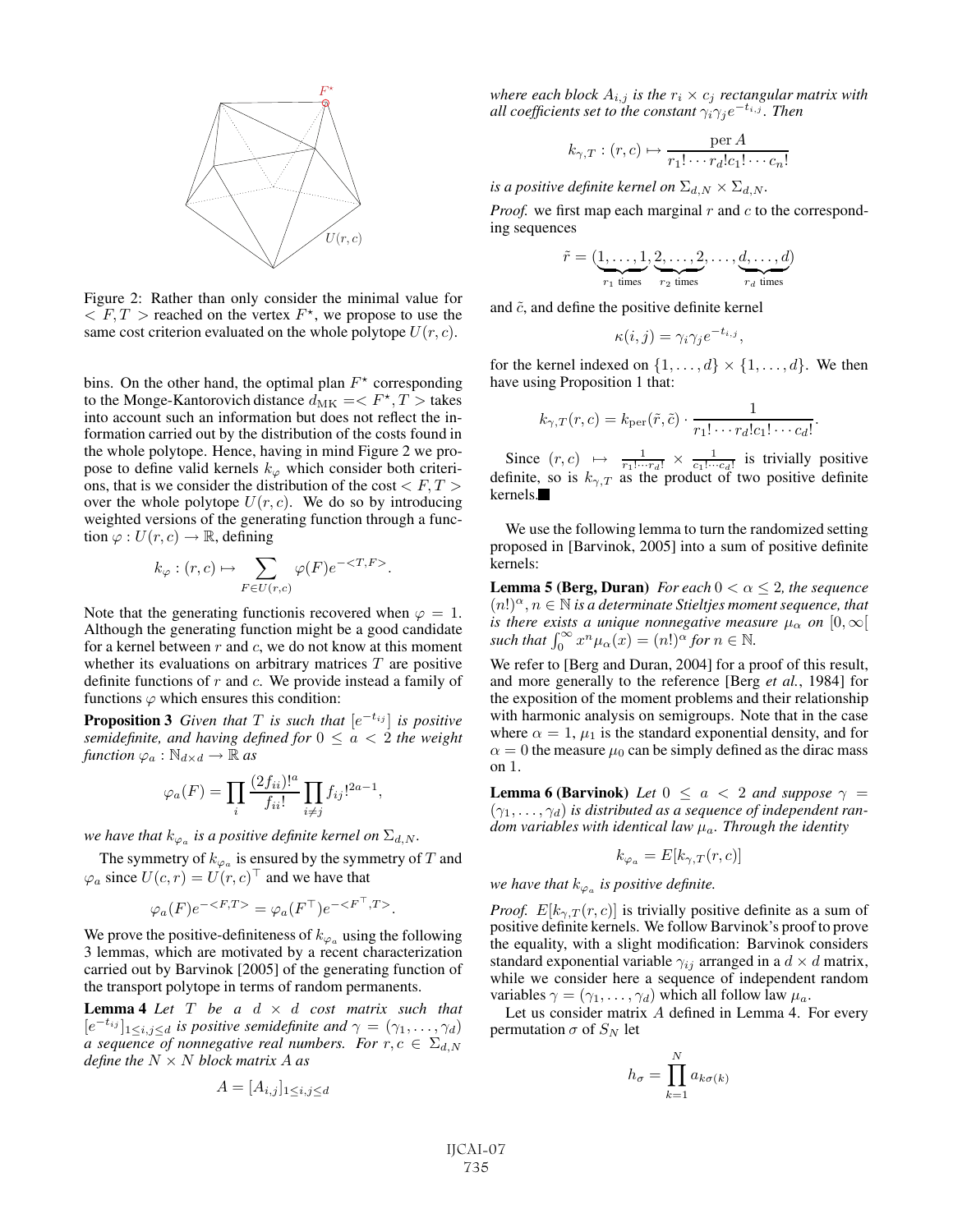Figure 2: Rather than only consider the minimal value for $< F, T >$ reached on the vertex $F^\star$, we propose to use the same cost criterion evaluated on the whole polytope $U(r, c)$.

bins. On the other hand, the optimal plan $F^\star$ corresponding to the Monge-Kantorovich distance $d_{\text{MK}} =< F^\star, T >$ takes into account such an information but does not reflect the information carried out by the distribution of the costs found in the whole polytope. Hence, having in mind Figure 2 we propose to define valid kernels $k_\varphi$ which consider both criterions, that is we consider the distribution of the cost $< F, T >$ over the whole polytope $U(r, c)$. We do so by introducing weighted versions of the generating function through a function $\varphi : U(r, c) \to \mathbb{R}$, defining

$$k_\varphi : (r, c) \mapsto \sum_{F \in U(r,c)} \varphi(F) e^{-<T,F>}.$$

Note that the generating functionis recovered when $\varphi = 1$. Although the generating function might be a good candidate for a kernel between $r$ and $c$, we do not know at this moment whether its evaluations on arbitrary matrices $T$ are positive definite functions of $r$ and $c$. We provide instead a family of functions $\varphi$ which ensures this condition:

**Proposition 3** *Given that $T$ is such that $[e^{-t_{ij}}]$ is positive semidefinite, and having defined for $0 \le a < 2$ the weight function $\varphi_a : \mathbb{N}_{d\times d} \to \mathbb{R}$ as*

$$\varphi_a(F) = \prod_i \frac{(2f_{ii})!^a}{f_{ii}!} \prod_{i \neq j} f_{ij}!^{2a-1},$$

*we have that $k_{\varphi_a}$ is a positive definite kernel on $\Sigma_{d,N}$.*

The symmetry of $k_{\varphi_a}$ is ensured by the symmetry of $T$ and $\varphi_a$ since $U(c, r) = U(r, c)^\top$ and we have that

$$\varphi_a(F) e^{-<F,T>} = \varphi_a(F^\top) e^{-<F^\top,T>}.$$

We prove the positive-definiteness of $k_{\varphi_a}$ using the following 3 lemmas, which are motivated by a recent characterization carried out by Barvinok [2005] of the generating function of the transport polytope in terms of random permanents.

**Lemma 4** *Let $T$ be a $d \times d$ cost matrix such that $[e^{-t_{ij}}]_{1\le i,j\le d}$ is positive semidefinite and $\gamma = (\gamma_1, \ldots, \gamma_d)$ a sequence of nonnegative real numbers. For $r, c \in \Sigma_{d,N}$ define the $N \times N$ block matrix $A$ as*

$$A = [A_{i,j}]_{1\le i,j\le d}$$

*where each block $A_{i,j}$ is the $r_i \times c_j$ rectangular matrix with all coefficients set to the constant $\gamma_i \gamma_j e^{-t_{i,j}}$. Then*

$$k_{\gamma,T} : (r, c) \mapsto \frac{\operatorname{per} A}{r_1! \cdots r_d! c_1! \cdots c_n!}$$

*is a positive definite kernel on $\Sigma_{d,N} \times \Sigma_{d,N}$.*

*Proof.* we first map each marginal $r$ and $c$ to the corresponding sequences

$$\tilde{r} = (\underbrace{1, \ldots, 1}_{r_1 \text{ times}}, \underbrace{2, \ldots, 2}_{r_2 \text{ times}}, \ldots, \underbrace{d, \ldots, d}_{r_d \text{ times}})$$

and $\tilde{c}$, and define the positive definite kernel

$$\kappa(i, j) = \gamma_i \gamma_j e^{-t_{i,j}},$$

for the kernel indexed on $\{1, \ldots, d\} \times \{1, \ldots, d\}$. We then have using Proposition 1 that:

$$k_{\gamma,T}(r, c) = k_{\text{per}}(\tilde{r}, \tilde{c}) \cdot \frac{1}{r_1! \cdots r_d! c_1! \cdots c_d!}.$$

Since $(r, c) \mapsto \frac{1}{r_1! \cdots r_d!} \times \frac{1}{c_1! \cdots c_d!}$ is trivially positive definite, so is $k_{\gamma,T}$ as the product of two positive definite kernels. ■

We use the following lemma to turn the randomized setting proposed in [Barvinok, 2005] into a sum of positive definite kernels:

**Lemma 5 (Berg, Duran)** *For each $0 < \alpha \le 2$, the sequence $(n!)^\alpha, n \in \mathbb{N}$ is a determinate Stieltjes moment sequence, that is there exists a unique nonnegative measure $\mu_\alpha$ on $[0, \infty[$ such that $\int_0^\infty x^n \mu_\alpha(x) = (n!)^\alpha$ for $n \in \mathbb{N}$.*

We refer to [Berg and Duran, 2004] for a proof of this result, and more generally to the reference [Berg *et al.*, 1984] for the exposition of the moment problems and their relationship with harmonic analysis on semigroups. Note that in the case where $\alpha = 1$, $\mu_1$ is the standard exponential density, and for $\alpha = 0$ the measure $\mu_0$ can be simply defined as the dirac mass on 1.

**Lemma 6 (Barvinok)** *Let $0 \le a < 2$ and suppose $\gamma = (\gamma_1, \ldots, \gamma_d)$ is distributed as a sequence of independent random variables with identical law $\mu_a$. Through the identity*

$$k_{\varphi_a} = E[k_{\gamma,T}(r, c)]$$

*we have that $k_{\varphi_a}$ is positive definite.*

*Proof.* $E[k_{\gamma,T}(r, c)]$ is trivially positive definite as a sum of positive definite kernels. We follow Barvinok's proof to prove the equality, with a slight modification: Barvinok considers standard exponential variable $\gamma_{ij}$ arranged in a $d \times d$ matrix, while we consider here a sequence of independent random variables $\gamma = (\gamma_1, \ldots, \gamma_d)$ which all follow law $\mu_a$.

Let us consider matrix $A$ defined in Lemma 4. For every permutation $\sigma$ of $S_N$ let

$$h_\sigma = \prod_{k=1}^{N} a_{k\sigma(k)}$$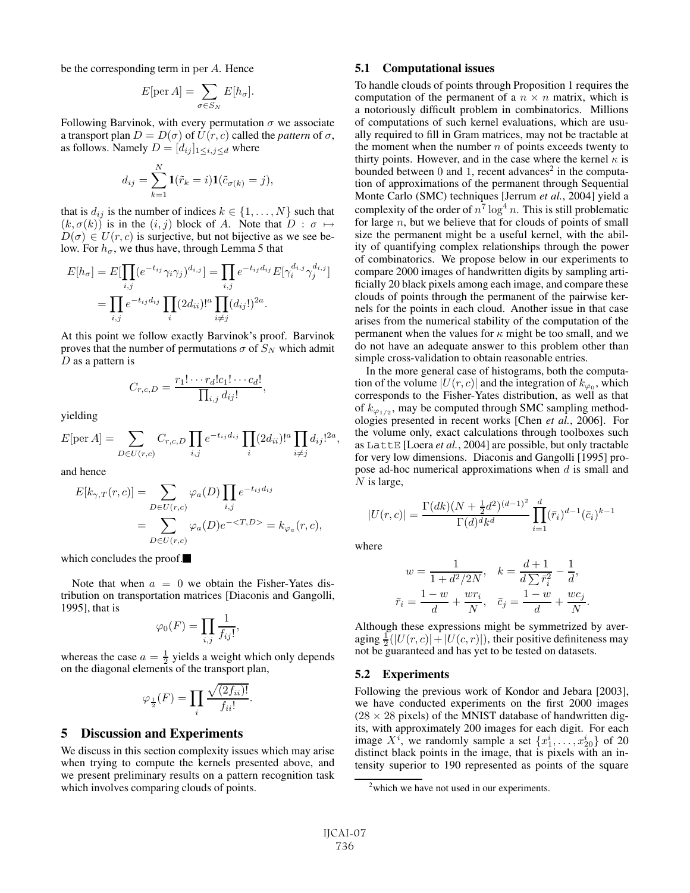be the corresponding term in $\operatorname{per} A$. Hence

$$E[\operatorname{per} A] = \sum_{\sigma \in S_N} E[h_\sigma].$$

Following Barvinok, with every permutation $\sigma$ we associate a transport plan $D = D(\sigma)$ of $U(r,c)$ called the *pattern* of $\sigma$, as follows. Namely $D = [d_{ij}]_{1 \le i,j \le d}$ where

$$d_{ij} = \sum_{k=1}^{N} \mathbf{1}(\tilde{r}_k = i)\mathbf{1}(\tilde{c}_{\sigma(k)} = j),$$

that is $d_{ij}$ is the number of indices $k \in \{1, \ldots, N\}$ such that $(k, \sigma(k))$ is in the $(i,j)$ block of $A$. Note that $D : \sigma \mapsto D(\sigma) \in U(r,c)$ is surjective, but not bijective as we see below. For $h_\sigma$, we thus have, through Lemma 5 that

$$\begin{aligned} E[h_\sigma] &= E[\prod_{i,j}(e^{-t_{ij}}\gamma_i\gamma_j)^{d_{i,j}}] = \prod_{i,j} e^{-t_{ij}d_{ij}} E[\gamma_i^{d_{i,j}}\gamma_j^{d_{i,j}}] \\ &= \prod_{i,j} e^{-t_{ij}d_{ij}} \prod_i (2d_{ii})!^a \prod_{i \ne j} (d_{ij}!)^{2a}. \end{aligned}$$

At this point we follow exactly Barvinok's proof. Barvinok proves that the number of permutations $\sigma$ of $S_N$ which admit $D$ as a pattern is

$$C_{r,c,D} = \frac{r_1! \cdots r_d! c_1! \cdots c_d!}{\prod_{i,j} d_{ij}!},$$

yielding

$$E[\operatorname{per} A] = \sum_{D \in U(r,c)} C_{r,c,D} \prod_{i,j} e^{-t_{ij}d_{ij}} \prod_i (2d_{ii})!^a \prod_{i \ne j} d_{ij}!^{2a},$$

and hence

$$\begin{aligned} E[k_{\gamma,T}(r,c)] &= \sum_{D \in U(r,c)} \varphi_a(D) \prod_{i,j} e^{-t_{ij}d_{ij}} \\ &= \sum_{D \in U(r,c)} \varphi_a(D) e^{-<T,D>} = k_{\varphi_a}(r,c), \end{aligned}$$

which concludes the proof.■

Note that when $a = 0$ we obtain the Fisher-Yates distribution on transportation matrices [Diaconis and Gangolli, 1995], that is

$$\varphi_0(F) = \prod_{i,j} \frac{1}{f_{ij}!},$$

whereas the case $a = \frac{1}{2}$ yields a weight which only depends on the diagonal elements of the transport plan,

$$\varphi_{\frac{1}{2}}(F) = \prod_i \frac{\sqrt{(2f_{ii})!}}{f_{ii}!}.$$

## 5 Discussion and Experiments

We discuss in this section complexity issues which may arise when trying to compute the kernels presented above, and we present preliminary results on a pattern recognition task which involves comparing clouds of points.

### 5.1 Computational issues

To handle clouds of points through Proposition 1 requires the computation of the permanent of a $n \times n$ matrix, which is a notoriously difficult problem in combinatorics. Millions of computations of such kernel evaluations, which are usually required to fill in Gram matrices, may not be tractable at the moment when the number $n$ of points exceeds twenty to thirty points. However, and in the case where the kernel $\kappa$ is bounded between 0 and 1, recent advances[2] in the computation of approximations of the permanent through Sequential Monte Carlo (SMC) techniques [Jerrum *et al.*, 2004] yield a complexity of the order of $n^7 \log^4 n$. This is still problematic for large $n$, but we believe that for clouds of points of small size the permanent might be a useful kernel, with the ability of quantifying complex relationships through the power of combinatorics. We propose below in our experiments to compare 2000 images of handwritten digits by sampling artificially 20 black pixels among each image, and compare these clouds of points through the permanent of the pairwise kernels for the points in each cloud. Another issue in that case arises from the numerical stability of the computation of the permanent when the values for $\kappa$ might be too small, and we do not have an adequate answer to this problem other than simple cross-validation to obtain reasonable entries.

In the more general case of histograms, both the computation of the volume $|U(r,c)|$ and the integration of $k_{\varphi_0}$, which corresponds to the Fisher-Yates distribution, as well as that of $k_{\varphi_{1/2}}$, may be computed through SMC sampling methodologies presented in recent works [Chen *et al.*, 2006]. For the volume only, exact calculations through toolboxes such as `LattE` [Loera *et al.*, 2004] are possible, but only tractable for very low dimensions. Diaconis and Gangolli [1995] propose ad-hoc numerical approximations when $d$ is small and $N$ is large,

$$|U(r,c)| = \frac{\Gamma(dk)(N + \frac{1}{2}d^2)^{(d-1)^2}}{\Gamma(d)^d k^d} \prod_{i=1}^{d} (\bar{r}_i)^{d-1} (\bar{c}_i)^{k-1}$$

where

$$w = \frac{1}{1 + d^2/2N}, \quad k = \frac{d+1}{d \sum \bar{r}_i^2} - \frac{1}{d},$$
$$\bar{r}_i = \frac{1-w}{d} + \frac{wr_i}{N}, \quad \bar{c}_j = \frac{1-w}{d} + \frac{wc_j}{N}.$$

Although these expressions might be symmetrized by averaging $\frac{1}{2}(|U(r,c)| + |U(c,r)|)$, their positive definiteness may not be guaranteed and has yet to be tested on datasets.

### 5.2 Experiments

Following the previous work of Kondor and Jebara [2003], we have conducted experiments on the first 2000 images ($28 \times 28$ pixels) of the MNIST database of handwritten digits, with approximately 200 images for each digit. For each image $X^i$, we randomly sample a set $\{x_1^i, \ldots, x_{20}^i\}$ of 20 distinct black points in the image, that is pixels with an intensity superior to 190 represented as points of the square

[2] which we have not used in our experiments.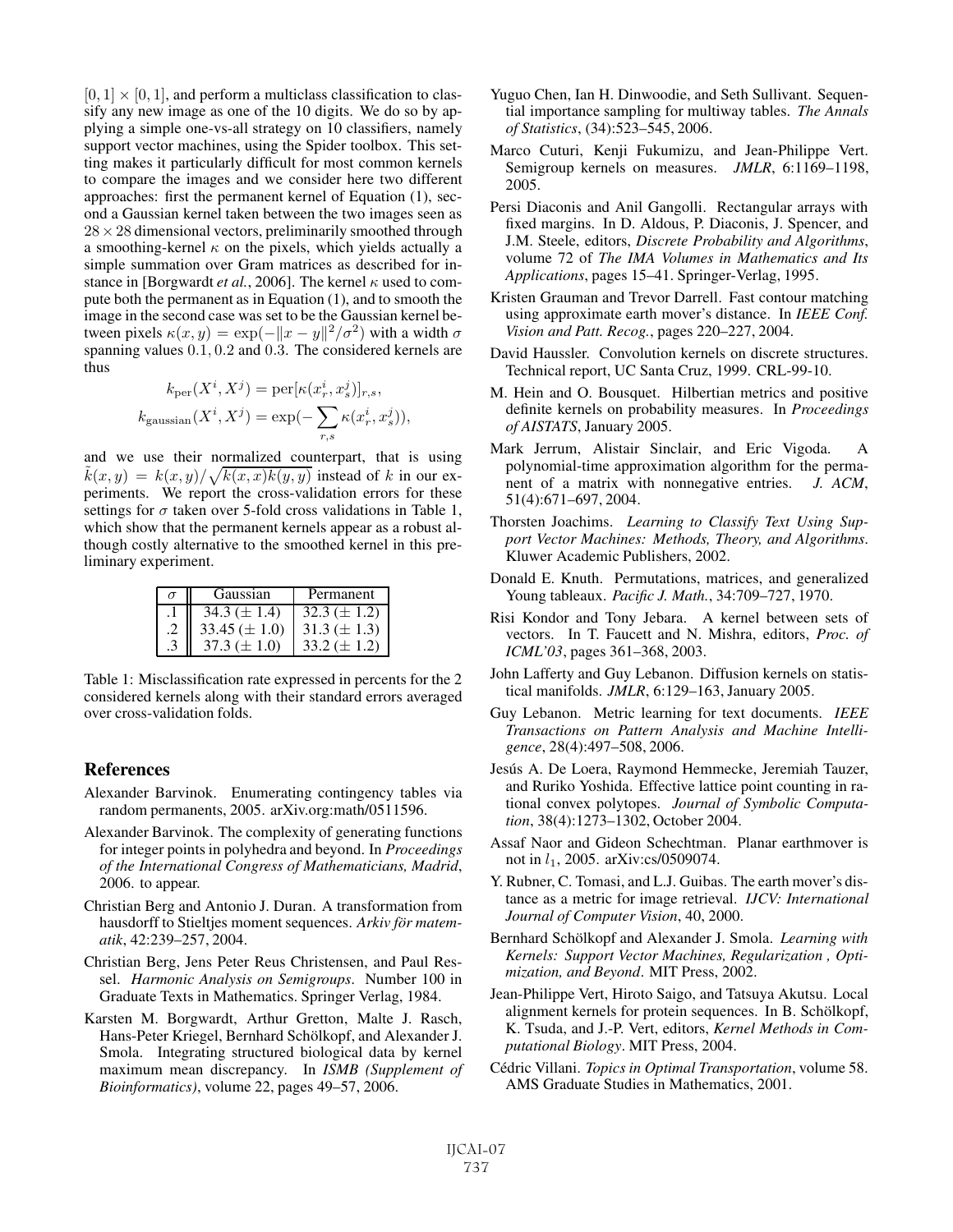$[0,1] \times [0,1]$, and perform a multiclass classification to classify any new image as one of the 10 digits. We do so by applying a simple one-vs-all strategy on 10 classifiers, namely support vector machines, using the Spider toolbox. This setting makes it particularly difficult for most common kernels to compare the images and we consider here two different approaches: first the permanent kernel of Equation (1), second a Gaussian kernel taken between the two images seen as $28 \times 28$ dimensional vectors, preliminarily smoothed through a smoothing-kernel $\kappa$ on the pixels, which yields actually a simple summation over Gram matrices as described for instance in [Borgwardt *et al.*, 2006]. The kernel $\kappa$ used to compute both the permanent as in Equation (1), and to smooth the image in the second case was set to be the Gaussian kernel between pixels $\kappa(x, y) = \exp(-\|x - y\|^2/\sigma^2)$ with a width $\sigma$ spanning values $0.1, 0.2$ and $0.3$. The considered kernels are thus

$$k_{\text{per}}(X^i, X^j) = \text{per}[\kappa(x_r^i, x_s^j)]_{r,s},$$

$$k_{\text{gaussian}}(X^i, X^j) = \exp(-\sum_{r,s} \kappa(x_r^i, x_s^j)),$$

and we use their normalized counterpart, that is using $\tilde{k}(x, y) = k(x, y)/\sqrt{k(x, x)k(y, y)}$ instead of $k$ in our experiments. We report the cross-validation errors for these settings for $\sigma$ taken over 5-fold cross validations in Table 1, which show that the permanent kernels appear as a robust although costly alternative to the smoothed kernel in this preliminary experiment.

| $\sigma$ | Gaussian | Permanent |
|---|---|---|
| .1 | 34.3 ($\pm$ 1.4) | 32.3 ($\pm$ 1.2) |
| .2 | 33.45 ($\pm$ 1.0) | 31.3 ($\pm$ 1.3) |
| .3 | 37.3 ($\pm$ 1.0) | 33.2 ($\pm$ 1.2) |

Table 1: Misclassification rate expressed in percents for the 2 considered kernels along with their standard errors averaged over cross-validation folds.

## References

Alexander Barvinok. Enumerating contingency tables via random permanents, 2005. arXiv.org:math/0511596.

Alexander Barvinok. The complexity of generating functions for integer points in polyhedra and beyond. In *Proceedings of the International Congress of Mathematicians, Madrid*, 2006. to appear.

Christian Berg and Antonio J. Duran. A transformation from hausdorff to Stieltjes moment sequences. *Arkiv för matematik*, 42:239–257, 2004.

Christian Berg, Jens Peter Reus Christensen, and Paul Ressel. *Harmonic Analysis on Semigroups*. Number 100 in Graduate Texts in Mathematics. Springer Verlag, 1984.

Karsten M. Borgwardt, Arthur Gretton, Malte J. Rasch, Hans-Peter Kriegel, Bernhard Schölkopf, and Alexander J. Smola. Integrating structured biological data by kernel maximum mean discrepancy. In *ISMB (Supplement of Bioinformatics)*, volume 22, pages 49–57, 2006.

Yuguo Chen, Ian H. Dinwoodie, and Seth Sullivant. Sequential importance sampling for multiway tables. *The Annals of Statistics*, (34):523–545, 2006.

Marco Cuturi, Kenji Fukumizu, and Jean-Philippe Vert. Semigroup kernels on measures. *JMLR*, 6:1169–1198, 2005.

Persi Diaconis and Anil Gangolli. Rectangular arrays with fixed margins. In D. Aldous, P. Diaconis, J. Spencer, and J.M. Steele, editors, *Discrete Probability and Algorithms*, volume 72 of *The IMA Volumes in Mathematics and Its Applications*, pages 15–41. Springer-Verlag, 1995.

Kristen Grauman and Trevor Darrell. Fast contour matching using approximate earth mover's distance. In *IEEE Conf. Vision and Patt. Recog.*, pages 220–227, 2004.

David Haussler. Convolution kernels on discrete structures. Technical report, UC Santa Cruz, 1999. CRL-99-10.

M. Hein and O. Bousquet. Hilbertian metrics and positive definite kernels on probability measures. In *Proceedings of AISTATS*, January 2005.

Mark Jerrum, Alistair Sinclair, and Eric Vigoda. A polynomial-time approximation algorithm for the permanent of a matrix with nonnegative entries. *J. ACM*, 51(4):671–697, 2004.

Thorsten Joachims. *Learning to Classify Text Using Support Vector Machines: Methods, Theory, and Algorithms*. Kluwer Academic Publishers, 2002.

Donald E. Knuth. Permutations, matrices, and generalized Young tableaux. *Pacific J. Math.*, 34:709–727, 1970.

Risi Kondor and Tony Jebara. A kernel between sets of vectors. In T. Faucett and N. Mishra, editors, *Proc. of ICML'03*, pages 361–368, 2003.

John Lafferty and Guy Lebanon. Diffusion kernels on statistical manifolds. *JMLR*, 6:129–163, January 2005.

Guy Lebanon. Metric learning for text documents. *IEEE Transactions on Pattern Analysis and Machine Intelligence*, 28(4):497–508, 2006.

Jesús A. De Loera, Raymond Hemmecke, Jeremiah Tauzer, and Ruriko Yoshida. Effective lattice point counting in rational convex polytopes. *Journal of Symbolic Computation*, 38(4):1273–1302, October 2004.

Assaf Naor and Gideon Schechtman. Planar earthmover is not in $l_1$, 2005. arXiv:cs/0509074.

Y. Rubner, C. Tomasi, and L.J. Guibas. The earth mover's distance as a metric for image retrieval. *IJCV: International Journal of Computer Vision*, 40, 2000.

Bernhard Schölkopf and Alexander J. Smola. *Learning with Kernels: Support Vector Machines, Regularization , Optimization, and Beyond*. MIT Press, 2002.

Jean-Philippe Vert, Hiroto Saigo, and Tatsuya Akutsu. Local alignment kernels for protein sequences. In B. Schölkopf, K. Tsuda, and J.-P. Vert, editors, *Kernel Methods in Computational Biology*. MIT Press, 2004.

Cédric Villani. *Topics in Optimal Transportation*, volume 58. AMS Graduate Studies in Mathematics, 2001.